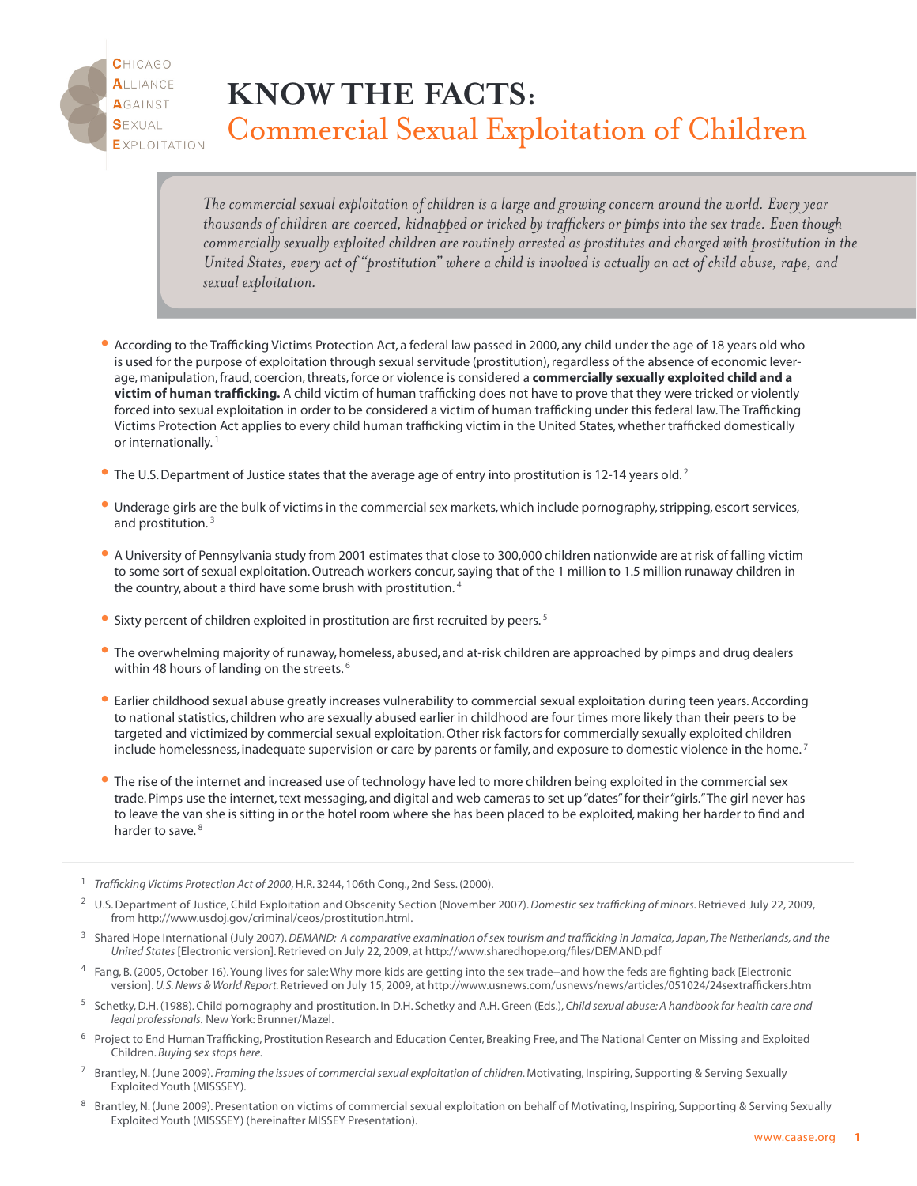Chicago Alliance Against Sexual Exploitation

# KNOW THE FACTS: Commercial Sexual Exploitation of Children

*The commercial sexual exploitation of children is a large and growing concern around the world. Every year thousands of children are coerced, kidnapped or tricked by traffickers or pimps into the sex trade. Even though commercially sexually exploited children are routinely arrested as prostitutes and charged with prostitution in the United States, every act of "prostitution" where a child is involved is actually an act of child abuse, rape, and sexual exploitation.*

- According to the Trafficking Victims Protection Act, a federal law passed in 2000, any child under the age of 18 years old who is used for the purpose of exploitation through sexual servitude (prostitution), regardless of the absence of economic leverage, manipulation, fraud, coercion, threats, force or violence is considered a **commercially sexually exploited child and a victim of human trafficking.** A child victim of human trafficking does not have to prove that they were tricked or violently forced into sexual exploitation in order to be considered a victim of human trafficking under this federal law. The Trafficking Victims Protection Act applies to every child human trafficking victim in the United States, whether trafficked domestically or internationally. [1]

- The U.S. Department of Justice states that the average age of entry into prostitution is 12-14 years old. [2]

- Underage girls are the bulk of victims in the commercial sex markets, which include pornography, stripping, escort services, and prostitution. [3]

- A University of Pennsylvania study from 2001 estimates that close to 300,000 children nationwide are at risk of falling victim to some sort of sexual exploitation. Outreach workers concur, saying that of the 1 million to 1.5 million runaway children in the country, about a third have some brush with prostitution. [4]

- Sixty percent of children exploited in prostitution are first recruited by peers. [5]

- The overwhelming majority of runaway, homeless, abused, and at-risk children are approached by pimps and drug dealers within 48 hours of landing on the streets. [6]

- Earlier childhood sexual abuse greatly increases vulnerability to commercial sexual exploitation during teen years. According to national statistics, children who are sexually abused earlier in childhood are four times more likely than their peers to be targeted and victimized by commercial sexual exploitation. Other risk factors for commercially sexually exploited children include homelessness, inadequate supervision or care by parents or family, and exposure to domestic violence in the home. [7]

- The rise of the internet and increased use of technology have led to more children being exploited in the commercial sex trade. Pimps use the internet, text messaging, and digital and web cameras to set up "dates" for their "girls." The girl never has to leave the van she is sitting in or the hotel room where she has been placed to be exploited, making her harder to find and harder to save. [8]

---

1. *Trafficking Victims Protection Act of 2000*, H.R. 3244, 106th Cong., 2nd Sess. (2000).
2. U.S. Department of Justice, Child Exploitation and Obscenity Section (November 2007). *Domestic sex trafficking of minors*. Retrieved July 22, 2009, from http://www.usdoj.gov/criminal/ceos/prostitution.html.
3. Shared Hope International (July 2007). *DEMAND: A comparative examination of sex tourism and trafficking in Jamaica, Japan, The Netherlands, and the United States* [Electronic version]. Retrieved on July 22, 2009, at http://www.sharedhope.org/files/DEMAND.pdf
4. Fang, B. (2005, October 16). Young lives for sale: Why more kids are getting into the sex trade--and how the feds are fighting back [Electronic version]. *U.S. News & World Report*. Retrieved on July 15, 2009, at http://www.usnews.com/usnews/news/articles/051024/24sextraffickers.htm
5. Schetky, D.H. (1988). Child pornography and prostitution. In D.H. Schetky and A.H. Green (Eds.), *Child sexual abuse: A handbook for health care and legal professionals.* New York: Brunner/Mazel.
6. Project to End Human Trafficking, Prostitution Research and Education Center, Breaking Free, and The National Center on Missing and Exploited Children. *Buying sex stops here.*
7. Brantley, N. (June 2009). *Framing the issues of commercial sexual exploitation of children.* Motivating, Inspiring, Supporting & Serving Sexually Exploited Youth (MISSSEY).
8. Brantley, N. (June 2009). Presentation on victims of commercial sexual exploitation on behalf of Motivating, Inspiring, Supporting & Serving Sexually Exploited Youth (MISSSEY) (hereinafter MISSEY Presentation).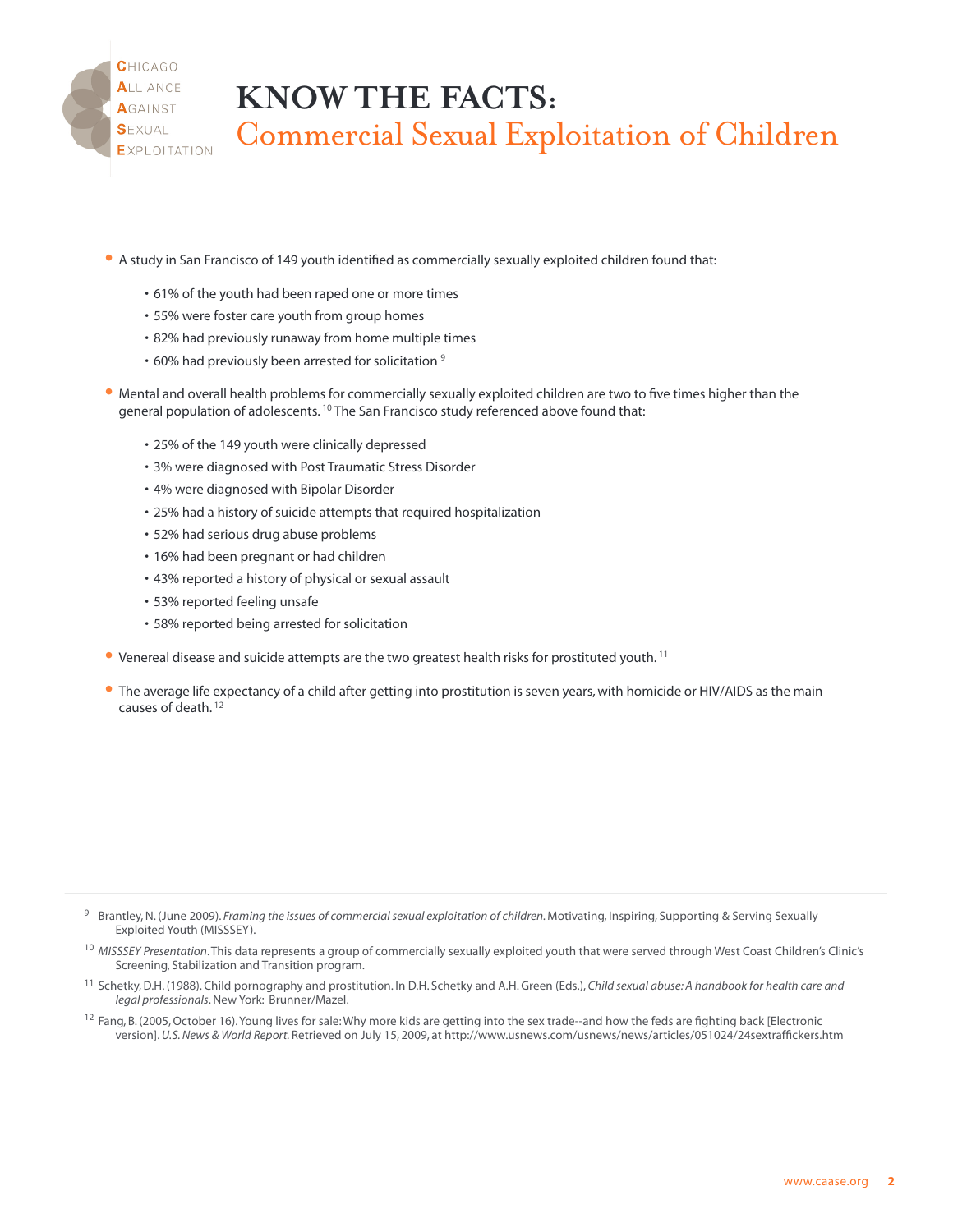# KNOW THE FACTS: Commercial Sexual Exploitation of Children

- A study in San Francisco of 149 youth identified as commercially sexually exploited children found that:
  - 61% of the youth had been raped one or more times
  - 55% were foster care youth from group homes
  - 82% had previously runaway from home multiple times
  - 60% had previously been arrested for solicitation [9]
- Mental and overall health problems for commercially sexually exploited children are two to five times higher than the general population of adolescents. [10] The San Francisco study referenced above found that:
  - 25% of the 149 youth were clinically depressed
  - 3% were diagnosed with Post Traumatic Stress Disorder
  - 4% were diagnosed with Bipolar Disorder
  - 25% had a history of suicide attempts that required hospitalization
  - 52% had serious drug abuse problems
  - 16% had been pregnant or had children
  - 43% reported a history of physical or sexual assault
  - 53% reported feeling unsafe
  - 58% reported being arrested for solicitation
- Venereal disease and suicide attempts are the two greatest health risks for prostituted youth. [11]
- The average life expectancy of a child after getting into prostitution is seven years, with homicide or HIV/AIDS as the main causes of death. [12]

---

[9] Brantley, N. (June 2009). *Framing the issues of commercial sexual exploitation of children.* Motivating, Inspiring, Supporting & Serving Sexually Exploited Youth (MISSSEY).

[10] *MISSSEY Presentation*. This data represents a group of commercially sexually exploited youth that were served through West Coast Children's Clinic's Screening, Stabilization and Transition program.

[11] Schetky, D.H. (1988). Child pornography and prostitution. In D.H. Schetky and A.H. Green (Eds.), *Child sexual abuse: A handbook for health care and legal professionals.* New York: Brunner/Mazel.

[12] Fang, B. (2005, October 16). Young lives for sale: Why more kids are getting into the sex trade--and how the feds are fighting back [Electronic version]. *U.S. News & World Report.* Retrieved on July 15, 2009, at http://www.usnews.com/usnews/news/articles/051024/24sextraffickers.htm